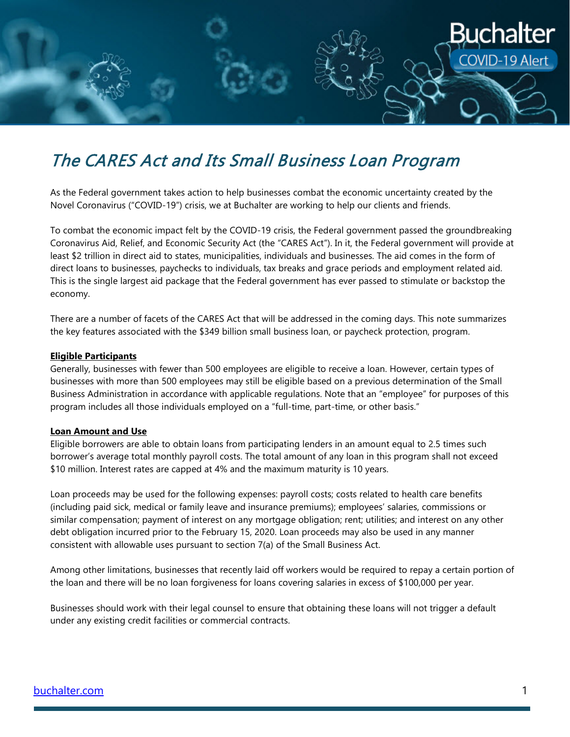# The CARES Act and Its Small Business Loan Program

As the Federal government takes action to help businesses combat the economic uncertainty created by the Novel Coronavirus ("COVID-19") crisis, we at Buchalter are working to help our clients and friends.

To combat the economic impact felt by the COVID-19 crisis, the Federal government passed the groundbreaking Coronavirus Aid, Relief, and Economic Security Act (the "CARES Act"). In it, the Federal government will provide at least $2 trillion in direct aid to states, municipalities, individuals and businesses. The aid comes in the form of direct loans to businesses, paychecks to individuals, tax breaks and grace periods and employment related aid. This is the single largest aid package that the Federal government has ever passed to stimulate or backstop the economy.

There are a number of facets of the CARES Act that will be addressed in the coming days. This note summarizes the key features associated with the $349 billion small business loan, or paycheck protection, program.

**Eligible Participants**

Generally, businesses with fewer than 500 employees are eligible to receive a loan. However, certain types of businesses with more than 500 employees may still be eligible based on a previous determination of the Small Business Administration in accordance with applicable regulations. Note that an "employee" for purposes of this program includes all those individuals employed on a "full-time, part-time, or other basis."

**Loan Amount and Use**

Eligible borrowers are able to obtain loans from participating lenders in an amount equal to 2.5 times such borrower's average total monthly payroll costs. The total amount of any loan in this program shall not exceed $10 million. Interest rates are capped at 4% and the maximum maturity is 10 years.

Loan proceeds may be used for the following expenses: payroll costs; costs related to health care benefits (including paid sick, medical or family leave and insurance premiums); employees' salaries, commissions or similar compensation; payment of interest on any mortgage obligation; rent; utilities; and interest on any other debt obligation incurred prior to the February 15, 2020. Loan proceeds may also be used in any manner consistent with allowable uses pursuant to section 7(a) of the Small Business Act.

Among other limitations, businesses that recently laid off workers would be required to repay a certain portion of the loan and there will be no loan forgiveness for loans covering salaries in excess of $100,000 per year.

Businesses should work with their legal counsel to ensure that obtaining these loans will not trigger a default under any existing credit facilities or commercial contracts.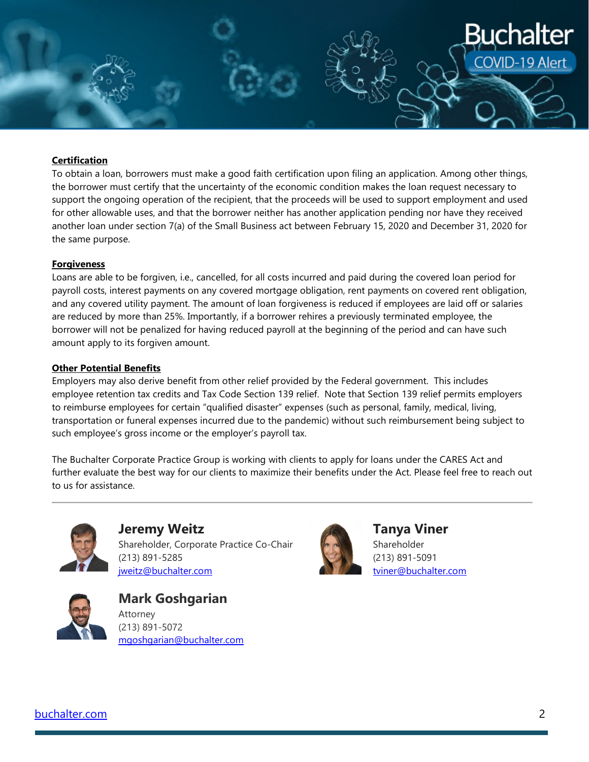**Certification**

To obtain a loan, borrowers must make a good faith certification upon filing an application. Among other things, the borrower must certify that the uncertainty of the economic condition makes the loan request necessary to support the ongoing operation of the recipient, that the proceeds will be used to support employment and used for other allowable uses, and that the borrower neither has another application pending nor have they received another loan under section 7(a) of the Small Business act between February 15, 2020 and December 31, 2020 for the same purpose.

**Forgiveness**

Loans are able to be forgiven, i.e., cancelled, for all costs incurred and paid during the covered loan period for payroll costs, interest payments on any covered mortgage obligation, rent payments on covered rent obligation, and any covered utility payment. The amount of loan forgiveness is reduced if employees are laid off or salaries are reduced by more than 25%. Importantly, if a borrower rehires a previously terminated employee, the borrower will not be penalized for having reduced payroll at the beginning of the period and can have such amount apply to its forgiven amount.

**Other Potential Benefits**

Employers may also derive benefit from other relief provided by the Federal government. This includes employee retention tax credits and Tax Code Section 139 relief. Note that Section 139 relief permits employers to reimburse employees for certain "qualified disaster" expenses (such as personal, family, medical, living, transportation or funeral expenses incurred due to the pandemic) without such reimbursement being subject to such employee's gross income or the employer's payroll tax.

The Buchalter Corporate Practice Group is working with clients to apply for loans under the CARES Act and further evaluate the best way for our clients to maximize their benefits under the Act. Please feel free to reach out to us for assistance.

---

**Jeremy Weitz**
Shareholder, Corporate Practice Co-Chair
(213) 891-5285
jweitz@buchalter.com

**Tanya Viner**
Shareholder
(213) 891-5091
tviner@buchalter.com

**Mark Goshgarian**
Attorney
(213) 891-5072
mgoshgarian@buchalter.com

buchalter.com